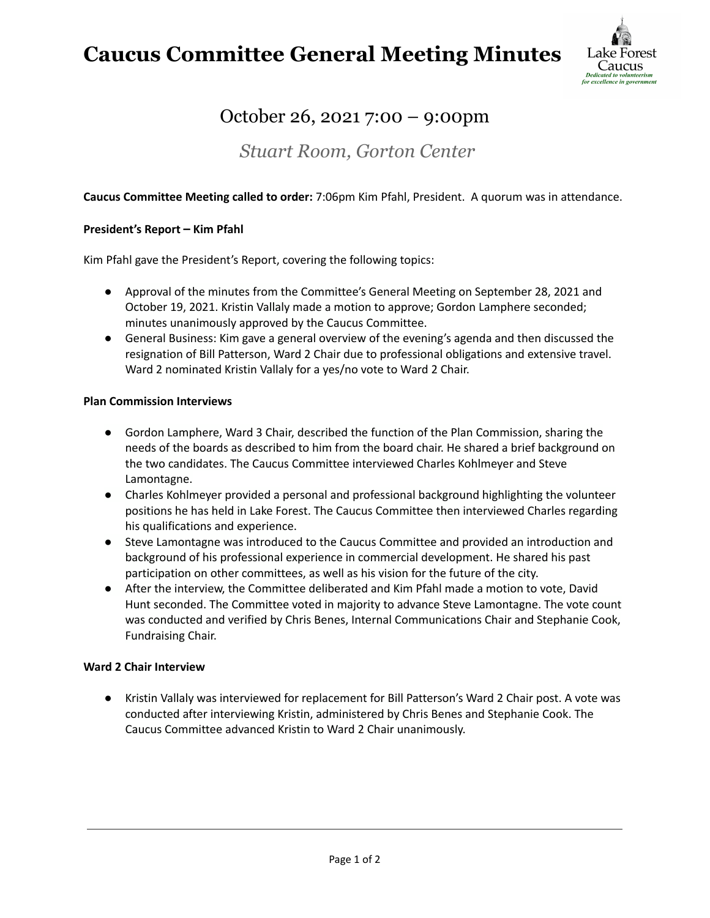# Caucus Committee General Meeting Minutes

## October 26, 2021 7:00 – 9:00pm

### *Stuart Room, Gorton Center*

**Caucus Committee Meeting called to order:** 7:06pm Kim Pfahl, President. A quorum was in attendance.

**President's Report – Kim Pfahl**

Kim Pfahl gave the President's Report, covering the following topics:

- Approval of the minutes from the Committee's General Meeting on September 28, 2021 and October 19, 2021. Kristin Vallaly made a motion to approve; Gordon Lamphere seconded; minutes unanimously approved by the Caucus Committee.
- General Business: Kim gave a general overview of the evening's agenda and then discussed the resignation of Bill Patterson, Ward 2 Chair due to professional obligations and extensive travel. Ward 2 nominated Kristin Vallaly for a yes/no vote to Ward 2 Chair.

**Plan Commission Interviews**

- Gordon Lamphere, Ward 3 Chair, described the function of the Plan Commission, sharing the needs of the boards as described to him from the board chair. He shared a brief background on the two candidates. The Caucus Committee interviewed Charles Kohlmeyer and Steve Lamontagne.
- Charles Kohlmeyer provided a personal and professional background highlighting the volunteer positions he has held in Lake Forest. The Caucus Committee then interviewed Charles regarding his qualifications and experience.
- Steve Lamontagne was introduced to the Caucus Committee and provided an introduction and background of his professional experience in commercial development. He shared his past participation on other committees, as well as his vision for the future of the city.
- After the interview, the Committee deliberated and Kim Pfahl made a motion to vote, David Hunt seconded. The Committee voted in majority to advance Steve Lamontagne. The vote count was conducted and verified by Chris Benes, Internal Communications Chair and Stephanie Cook, Fundraising Chair.

**Ward 2 Chair Interview**

- Kristin Vallaly was interviewed for replacement for Bill Patterson's Ward 2 Chair post. A vote was conducted after interviewing Kristin, administered by Chris Benes and Stephanie Cook. The Caucus Committee advanced Kristin to Ward 2 Chair unanimously.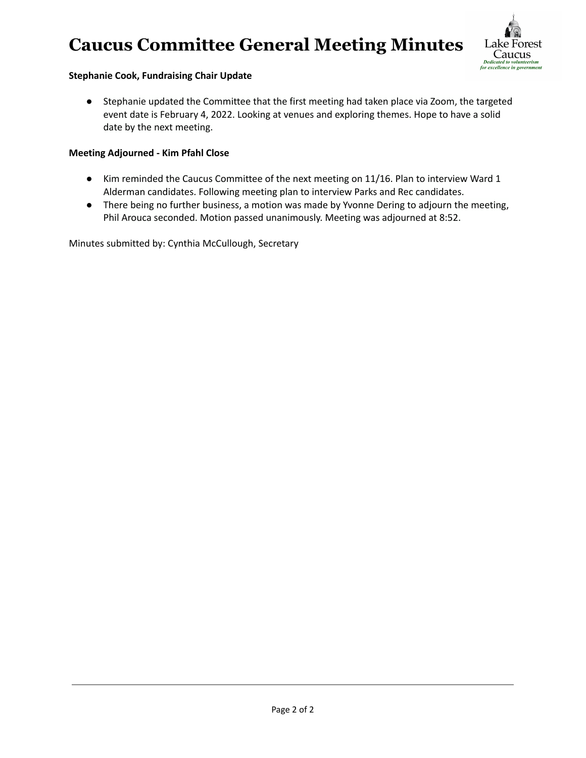# Caucus Committee General Meeting Minutes

**Stephanie Cook, Fundraising Chair Update**

- Stephanie updated the Committee that the first meeting had taken place via Zoom, the targeted event date is February 4, 2022. Looking at venues and exploring themes. Hope to have a solid date by the next meeting.

**Meeting Adjourned - Kim Pfahl Close**

- Kim reminded the Caucus Committee of the next meeting on 11/16. Plan to interview Ward 1 Alderman candidates. Following meeting plan to interview Parks and Rec candidates.
- There being no further business, a motion was made by Yvonne Dering to adjourn the meeting, Phil Arouca seconded. Motion passed unanimously. Meeting was adjourned at 8:52.

Minutes submitted by: Cynthia McCullough, Secretary